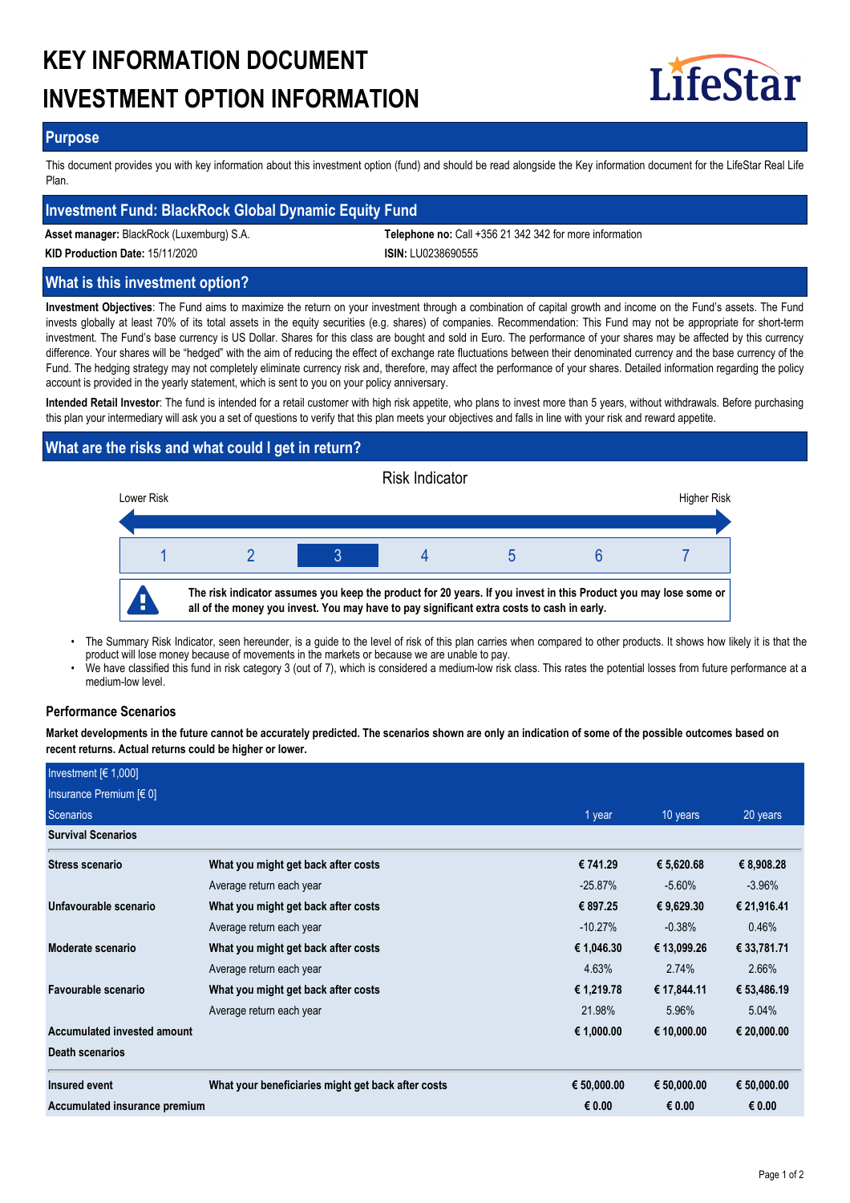# KEY INFORMATION DOCUMENT
# INVESTMENT OPTION INFORMATION

LifeStar

## Purpose

This document provides you with key information about this investment option (fund) and should be read alongside the Key information document for the LifeStar Real Life Plan.

## Investment Fund: BlackRock Global Dynamic Equity Fund

**Asset manager:** BlackRock (Luxemburg) S.A.

**Telephone no:** Call +356 21 342 342 for more information

**KID Production Date:** 15/11/2020

**ISIN:** LU0238690555

## What is this investment option?

**Investment Objectives**: The Fund aims to maximize the return on your investment through a combination of capital growth and income on the Fund's assets. The Fund invests globally at least 70% of its total assets in the equity securities (e.g. shares) of companies. Recommendation: This Fund may not be appropriate for short-term investment. The Fund's base currency is US Dollar. Shares for this class are bought and sold in Euro. The performance of your shares may be affected by this currency difference. Your shares will be "hedged" with the aim of reducing the effect of exchange rate fluctuations between their denominated currency and the base currency of the Fund. The hedging strategy may not completely eliminate currency risk and, therefore, may affect the performance of your shares. Detailed information regarding the policy account is provided in the yearly statement, which is sent to you on your policy anniversary.

**Intended Retail Investor**: The fund is intended for a retail customer with high risk appetite, who plans to invest more than 5 years, without withdrawals. Before purchasing this plan your intermediary will ask you a set of questions to verify that this plan meets your objectives and falls in line with your risk and reward appetite.

## What are the risks and what could I get in return?

Risk Indicator

Lower Risk — Higher Risk

| 1 | 2 | **3** | 4 | 5 | 6 | 7 |
|---|---|---|---|---|---|---|

**The risk indicator assumes you keep the product for 20 years. If you invest in this Product you may lose some or all of the money you invest. You may have to pay significant extra costs to cash in early.**

- The Summary Risk Indicator, seen hereunder, is a guide to the level of risk of this plan carries when compared to other products. It shows how likely it is that the product will lose money because of movements in the markets or because we are unable to pay.
- We have classified this fund in risk category 3 (out of 7), which is considered a medium-low risk class. This rates the potential losses from future performance at a medium-low level.

### Performance Scenarios

**Market developments in the future cannot be accurately predicted. The scenarios shown are only an indication of some of the possible outcomes based on recent returns. Actual returns could be higher or lower.**

| Investment [€ 1,000] | | | | |
|---|---|---|---|---|
| Insurance Premium [€ 0] | | | | |
| Scenarios | | 1 year | 10 years | 20 years |
| **Survival Scenarios** | | | | |
| **Stress scenario** | **What you might get back after costs** | **€ 741.29** | **€ 5,620.68** | **€ 8,908.28** |
| | Average return each year | -25.87% | -5.60% | -3.96% |
| **Unfavourable scenario** | **What you might get back after costs** | **€ 897.25** | **€ 9,629.30** | **€ 21,916.41** |
| | Average return each year | -10.27% | -0.38% | 0.46% |
| **Moderate scenario** | **What you might get back after costs** | **€ 1,046.30** | **€ 13,099.26** | **€ 33,781.71** |
| | Average return each year | 4.63% | 2.74% | 2.66% |
| **Favourable scenario** | **What you might get back after costs** | **€ 1,219.78** | **€ 17,844.11** | **€ 53,486.19** |
| | Average return each year | 21.98% | 5.96% | 5.04% |
| **Accumulated invested amount** | | **€ 1,000.00** | **€ 10,000.00** | **€ 20,000.00** |
| **Death scenarios** | | | | |
| **Insured event** | **What your beneficiaries might get back after costs** | **€ 50,000.00** | **€ 50,000.00** | **€ 50,000.00** |
| **Accumulated insurance premium** | | **€ 0.00** | **€ 0.00** | **€ 0.00** |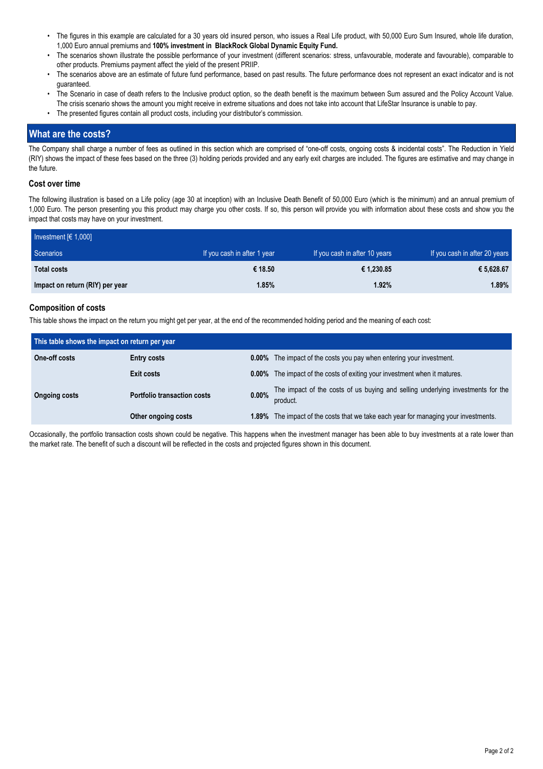- The figures in this example are calculated for a 30 years old insured person, who issues a Real Life product, with 50,000 Euro Sum Insured, whole life duration, 1,000 Euro annual premiums and **100% investment in BlackRock Global Dynamic Equity Fund.**
- The scenarios shown illustrate the possible performance of your investment (different scenarios: stress, unfavourable, moderate and favourable), comparable to other products. Premiums payment affect the yield of the present PRIIP.
- The scenarios above are an estimate of future fund performance, based on past results. The future performance does not represent an exact indicator and is not guaranteed.
- The Scenario in case of death refers to the Inclusive product option, so the death benefit is the maximum between Sum assured and the Policy Account Value. The crisis scenario shows the amount you might receive in extreme situations and does not take into account that LifeStar Insurance is unable to pay.
- The presented figures contain all product costs, including your distributor's commission.

## What are the costs?

The Company shall charge a number of fees as outlined in this section which are comprised of "one-off costs, ongoing costs & incidental costs". The Reduction in Yield (RIY) shows the impact of these fees based on the three (3) holding periods provided and any early exit charges are included. The figures are estimative and may change in the future.

### Cost over time

The following illustration is based on a Life policy (age 30 at inception) with an Inclusive Death Benefit of 50,000 Euro (which is the minimum) and an annual premium of 1,000 Euro. The person presenting you this product may charge you other costs. If so, this person will provide you with information about these costs and show you the impact that costs may have on your investment.

| Investment [€ 1,000] | | | |
|---|---|---|---|
| Scenarios | If you cash in after 1 year | If you cash in after 10 years | If you cash in after 20 years |
| **Total costs** | **€ 18.50** | **€ 1,230.85** | **€ 5,628.67** |
| **Impact on return (RIY) per year** | **1.85%** | **1.92%** | **1.89%** |

### Composition of costs

This table shows the impact on the return you might get per year, at the end of the recommended holding period and the meaning of each cost:

| This table shows the impact on return per year | | | |
|---|---|---|---|
| **One-off costs** | **Entry costs** | **0.00%** | The impact of the costs you pay when entering your investment. |
| | **Exit costs** | **0.00%** | The impact of the costs of exiting your investment when it matures. |
| **Ongoing costs** | **Portfolio transaction costs** | **0.00%** | The impact of the costs of us buying and selling underlying investments for the product. |
| | **Other ongoing costs** | **1.89%** | The impact of the costs that we take each year for managing your investments. |

Occasionally, the portfolio transaction costs shown could be negative. This happens when the investment manager has been able to buy investments at a rate lower than the market rate. The benefit of such a discount will be reflected in the costs and projected figures shown in this document.